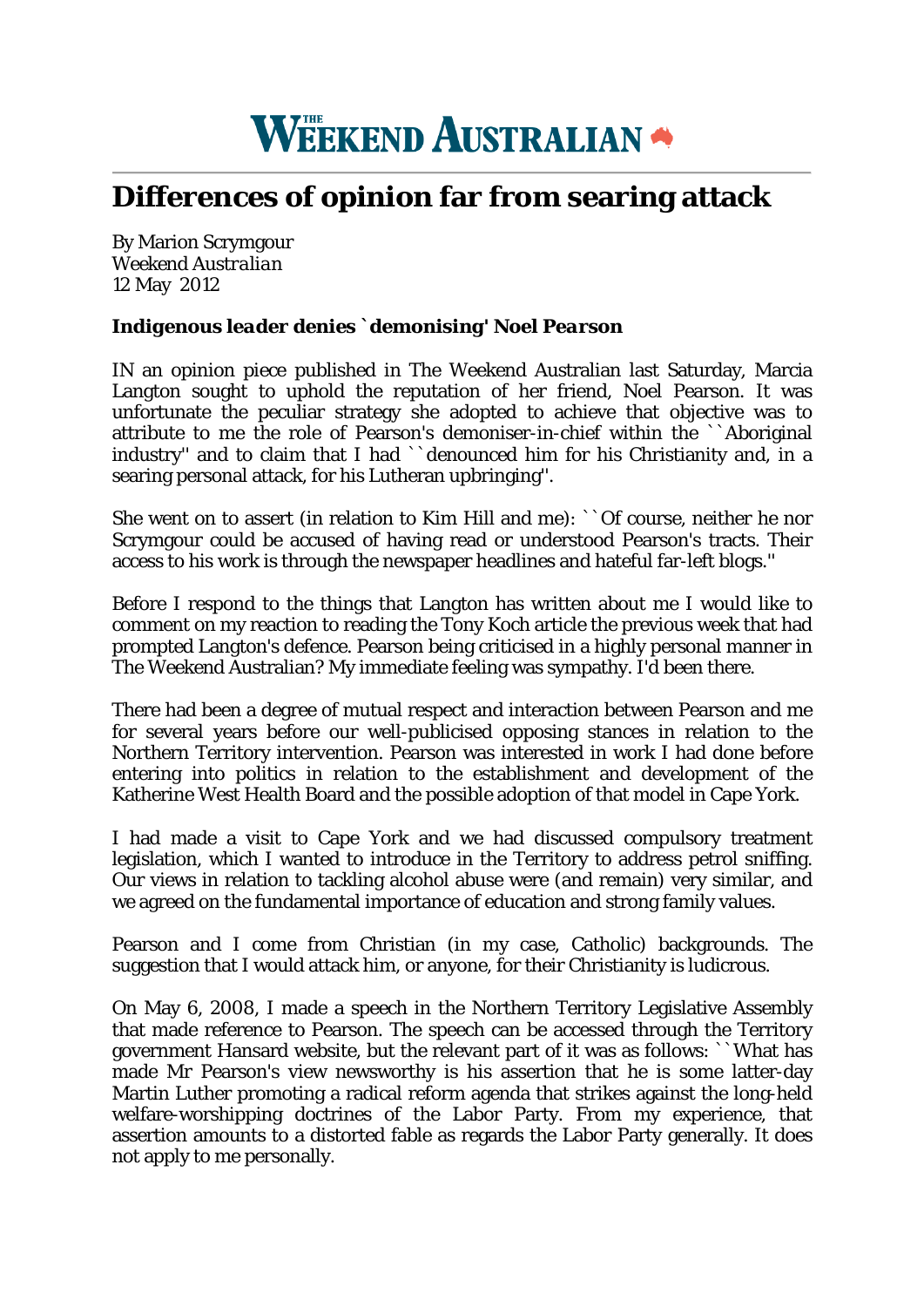# THE WEEKEND AUSTRALIAN

## Differences of opinion far from searing attack

By Marion Scrymgour
*Weekend Australian*
12 May 2012

***Indigenous leader denies `demonising' Noel Pearson***

IN an opinion piece published in The Weekend Australian last Saturday, Marcia Langton sought to uphold the reputation of her friend, Noel Pearson. It was unfortunate the peculiar strategy she adopted to achieve that objective was to attribute to me the role of Pearson's demoniser-in-chief within the ``Aboriginal industry'' and to claim that I had ``denounced him for his Christianity and, in a searing personal attack, for his Lutheran upbringing''.

She went on to assert (in relation to Kim Hill and me): ``Of course, neither he nor Scrymgour could be accused of having read or understood Pearson's tracts. Their access to his work is through the newspaper headlines and hateful far-left blogs.''

Before I respond to the things that Langton has written about me I would like to comment on my reaction to reading the Tony Koch article the previous week that had prompted Langton's defence. Pearson being criticised in a highly personal manner in The Weekend Australian? My immediate feeling was sympathy. I'd been there.

There had been a degree of mutual respect and interaction between Pearson and me for several years before our well-publicised opposing stances in relation to the Northern Territory intervention. Pearson was interested in work I had done before entering into politics in relation to the establishment and development of the Katherine West Health Board and the possible adoption of that model in Cape York.

I had made a visit to Cape York and we had discussed compulsory treatment legislation, which I wanted to introduce in the Territory to address petrol sniffing. Our views in relation to tackling alcohol abuse were (and remain) very similar, and we agreed on the fundamental importance of education and strong family values.

Pearson and I come from Christian (in my case, Catholic) backgrounds. The suggestion that I would attack him, or anyone, for their Christianity is ludicrous.

On May 6, 2008, I made a speech in the Northern Territory Legislative Assembly that made reference to Pearson. The speech can be accessed through the Territory government Hansard website, but the relevant part of it was as follows: ``What has made Mr Pearson's view newsworthy is his assertion that he is some latter-day Martin Luther promoting a radical reform agenda that strikes against the long-held welfare-worshipping doctrines of the Labor Party. From my experience, that assertion amounts to a distorted fable as regards the Labor Party generally. It does not apply to me personally.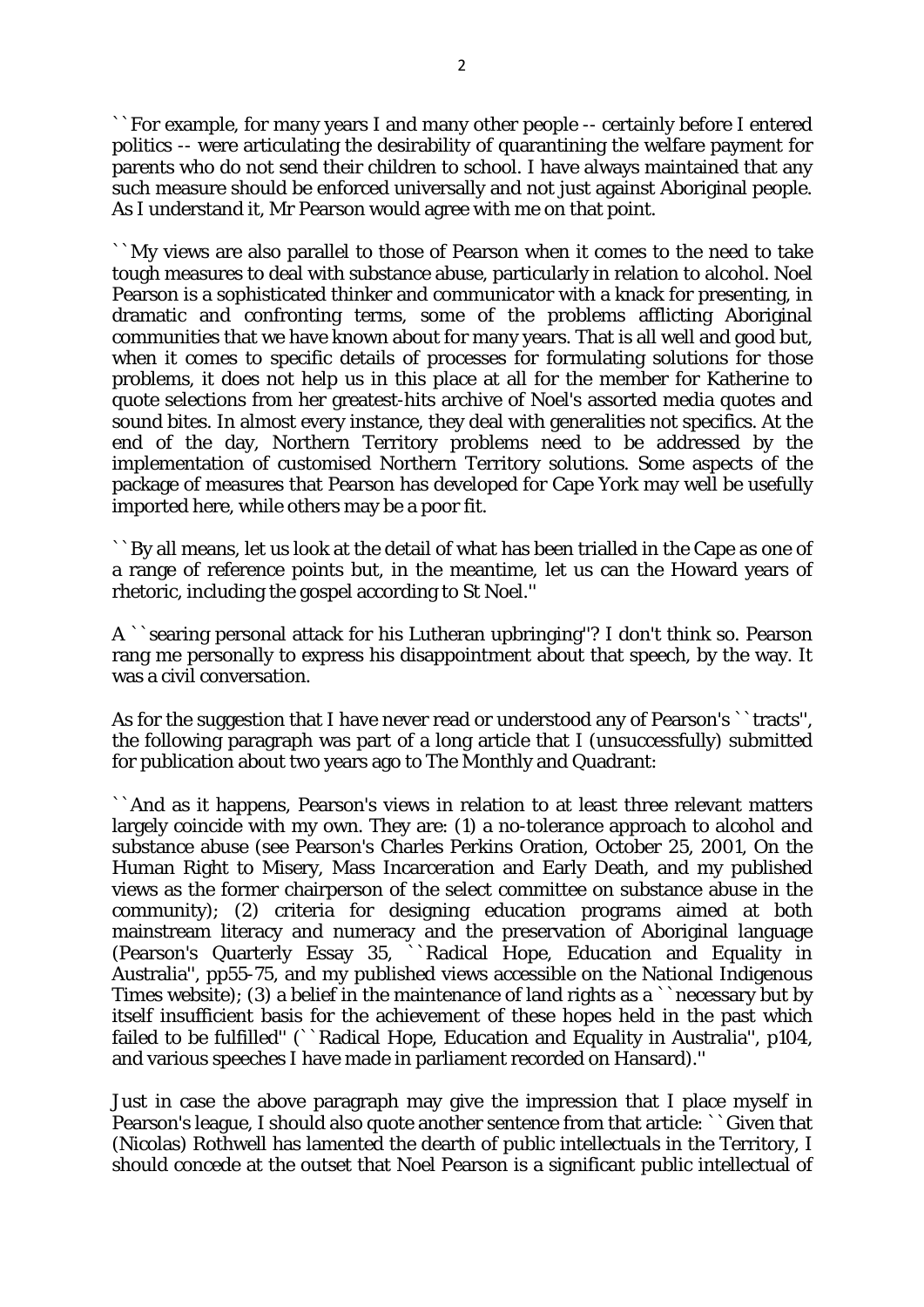``For example, for many years I and many other people -- certainly before I entered politics -- were articulating the desirability of quarantining the welfare payment for parents who do not send their children to school. I have always maintained that any such measure should be enforced universally and not just against Aboriginal people. As I understand it, Mr Pearson would agree with me on that point.

``My views are also parallel to those of Pearson when it comes to the need to take tough measures to deal with substance abuse, particularly in relation to alcohol. Noel Pearson is a sophisticated thinker and communicator with a knack for presenting, in dramatic and confronting terms, some of the problems afflicting Aboriginal communities that we have known about for many years. That is all well and good but, when it comes to specific details of processes for formulating solutions for those problems, it does not help us in this place at all for the member for Katherine to quote selections from her greatest-hits archive of Noel's assorted media quotes and sound bites. In almost every instance, they deal with generalities not specifics. At the end of the day, Northern Territory problems need to be addressed by the implementation of customised Northern Territory solutions. Some aspects of the package of measures that Pearson has developed for Cape York may well be usefully imported here, while others may be a poor fit.

``By all means, let us look at the detail of what has been trialled in the Cape as one of a range of reference points but, in the meantime, let us can the Howard years of rhetoric, including the gospel according to St Noel.''

A ``searing personal attack for his Lutheran upbringing''? I don't think so. Pearson rang me personally to express his disappointment about that speech, by the way. It was a civil conversation.

As for the suggestion that I have never read or understood any of Pearson's ``tracts'', the following paragraph was part of a long article that I (unsuccessfully) submitted for publication about two years ago to The Monthly and Quadrant:

``And as it happens, Pearson's views in relation to at least three relevant matters largely coincide with my own. They are: (1) a no-tolerance approach to alcohol and substance abuse (see Pearson's Charles Perkins Oration, October 25, 2001, On the Human Right to Misery, Mass Incarceration and Early Death, and my published views as the former chairperson of the select committee on substance abuse in the community); (2) criteria for designing education programs aimed at both mainstream literacy and numeracy and the preservation of Aboriginal language (Pearson's Quarterly Essay 35, ``Radical Hope, Education and Equality in Australia'', pp55-75, and my published views accessible on the National Indigenous Times website); (3) a belief in the maintenance of land rights as a ``necessary but by itself insufficient basis for the achievement of these hopes held in the past which failed to be fulfilled'' (``Radical Hope, Education and Equality in Australia'', p104, and various speeches I have made in parliament recorded on Hansard).''

Just in case the above paragraph may give the impression that I place myself in Pearson's league, I should also quote another sentence from that article: ``Given that (Nicolas) Rothwell has lamented the dearth of public intellectuals in the Territory, I should concede at the outset that Noel Pearson is a significant public intellectual of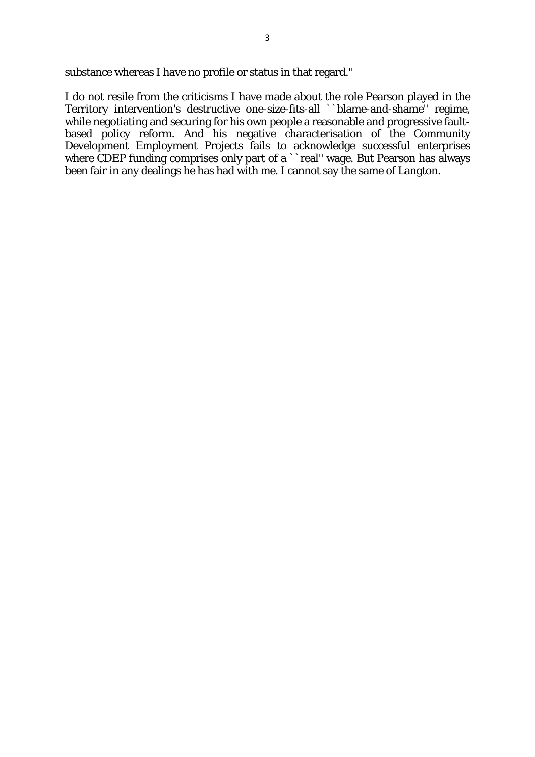substance whereas I have no profile or status in that regard.''

I do not resile from the criticisms I have made about the role Pearson played in the Territory intervention's destructive one-size-fits-all ``blame-and-shame'' regime, while negotiating and securing for his own people a reasonable and progressive fault-based policy reform. And his negative characterisation of the Community Development Employment Projects fails to acknowledge successful enterprises where CDEP funding comprises only part of a ``real'' wage. But Pearson has always been fair in any dealings he has had with me. I cannot say the same of Langton.